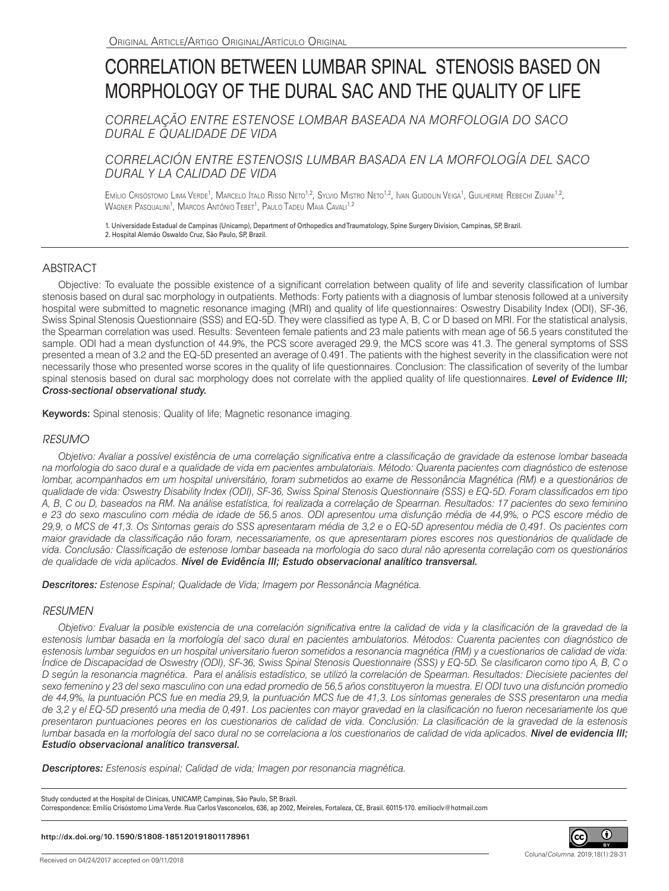Original Article/Artigo Original/Artículo Original

# CORRELATION BETWEEN LUMBAR SPINAL STENOSIS BASED ON MORPHOLOGY OF THE DURAL SAC AND THE QUALITY OF LIFE

## *CORRELAÇÃO ENTRE ESTENOSE LOMBAR BASEADA NA MORFOLOGIA DO SACO DURAL E QUALIDADE DE VIDA*

## *CORRELACIÓN ENTRE ESTENOSIS LUMBAR BASADA EN LA MORFOLOGÍA DEL SACO DURAL Y LA CALIDAD DE VIDA*

Emílio Crisóstomo Lima Verde[1], Marcelo Italo Risso Neto[1,2], Sylvio Mistro Neto[1,2], Ivan Guidolin Veiga[1], Guilherme Rebechi Zuiani[1,2], Wagner Pasqualini[1], Marcos Antônio Tebet[1], Paulo Tadeu Maia Cavali[1,2]

1. Universidade Estadual de Campinas (Unicamp), Department of Orthopedics and Traumatology, Spine Surgery Division, Campinas, SP, Brazil.
2. Hospital Alemão Oswaldo Cruz, São Paulo, SP, Brazil.

## ABSTRACT

Objective: To evaluate the possible existence of a significant correlation between quality of life and severity classification of lumbar stenosis based on dural sac morphology in outpatients. Methods: Forty patients with a diagnosis of lumbar stenosis followed at a university hospital were submitted to magnetic resonance imaging (MRI) and quality of life questionnaires: Oswestry Disability Index (ODI), SF-36, Swiss Spinal Stenosis Questionnaire (SSS) and EQ-5D. They were classified as type A, B, C or D based on MRI. For the statistical analysis, the Spearman correlation was used. Results: Seventeen female patients and 23 male patients with mean age of 56.5 years constituted the sample. ODI had a mean dysfunction of 44.9%, the PCS score averaged 29.9, the MCS score was 41.3. The general symptoms of SSS presented a mean of 3.2 and the EQ-5D presented an average of 0.491. The patients with the highest severity in the classification were not necessarily those who presented worse scores in the quality of life questionnaires. Conclusion: The classification of severity of the lumbar spinal stenosis based on dural sac morphology does not correlate with the applied quality of life questionnaires. ***Level of Evidence III; Cross-sectional observational study.***

**Keywords:** Spinal stenosis; Quality of life; Magnetic resonance imaging.

## *RESUMO*

*Objetivo: Avaliar a possível existência de uma correlação significativa entre a classificação de gravidade da estenose lombar baseada na morfologia do saco dural e a qualidade de vida em pacientes ambulatoriais. Método: Quarenta pacientes com diagnóstico de estenose lombar, acompanhados em um hospital universitário, foram submetidos ao exame de Ressonância Magnética (RM) e a questionários de qualidade de vida: Oswestry Disability Index (ODI), SF-36, Swiss Spinal Stenosis Questionnaire (SSS) e EQ-5D. Foram classificados em tipo A, B, C ou D, baseados na RM. Na análise estatística, foi realizada a correlação de Spearman. Resultados: 17 pacientes do sexo feminino e 23 do sexo masculino com média de idade de 56,5 anos. ODI apresentou uma disfunção média de 44,9%, o PCS escore médio de 29,9, o MCS de 41,3. Os Sintomas gerais do SSS apresentaram média de 3,2 e o EQ-5D apresentou média de 0,491. Os pacientes com maior gravidade da classificação não foram, necessariamente, os que apresentaram piores escores nos questionários de qualidade de vida. Conclusão: Classificação de estenose lombar baseada na morfologia do saco dural não apresenta correlação com os questionários de qualidade de vida aplicados.* ***Nível de Evidência III; Estudo observacional analítico transversal.***

***Descritores:*** *Estenose Espinal; Qualidade de Vida; Imagem por Ressonância Magnética.*

## *RESUMEN*

*Objetivo: Evaluar la posible existencia de una correlación significativa entre la calidad de vida y la clasificación de la gravedad de la estenosis lumbar basada en la morfología del saco dural en pacientes ambulatorios. Métodos: Cuarenta pacientes con diagnóstico de estenosis lumbar seguidos en un hospital universitario fueron sometidos a resonancia magnética (RM) y a cuestionarios de calidad de vida: Índice de Discapacidad de Oswestry (ODI), SF-36, Swiss Spinal Stenosis Questionnaire (SSS) y EQ-5D. Se clasificaron como tipo A, B, C o D según la resonancia magnética. Para el análisis estadístico, se utilizó la correlación de Spearman. Resultados: Diecisiete pacientes del sexo femenino y 23 del sexo masculino con una edad promedio de 56,5 años constituyeron la muestra. El ODI tuvo una disfunción promedio de 44,9%, la puntuación PCS fue en media 29,9, la puntuación MCS fue de 41,3. Los síntomas generales de SSS presentaron una media de 3,2 y el EQ-5D presentó una media de 0,491. Los pacientes con mayor gravedad en la clasificación no fueron necesariamente los que presentaron puntuaciones peores en los cuestionarios de calidad de vida. Conclusión: La clasificación de la gravedad de la estenosis lumbar basada en la morfología del saco dural no se correlaciona a los cuestionarios de calidad de vida aplicados.* ***Nivel de evidencia III; Estudio observacional analítico transversal.***

***Descriptores:*** *Estenosis espinal; Calidad de vida; Imagen por resonancia magnética.*

Study conducted at the Hospital de Clínicas, UNICAMP, Campinas, São Paulo, SP, Brazil.
Correspondence: Emílio Crisóstomo Lima Verde. Rua Carlos Vasconcelos, 636, ap 2002, Meireles, Fortaleza, CE, Brasil. 60115-170. emilioclv@hotmail.com

**http://dx.doi.org/10.1590/S1808-185120191801178961**

Received on 04/24/2017 accepted on 09/11/2018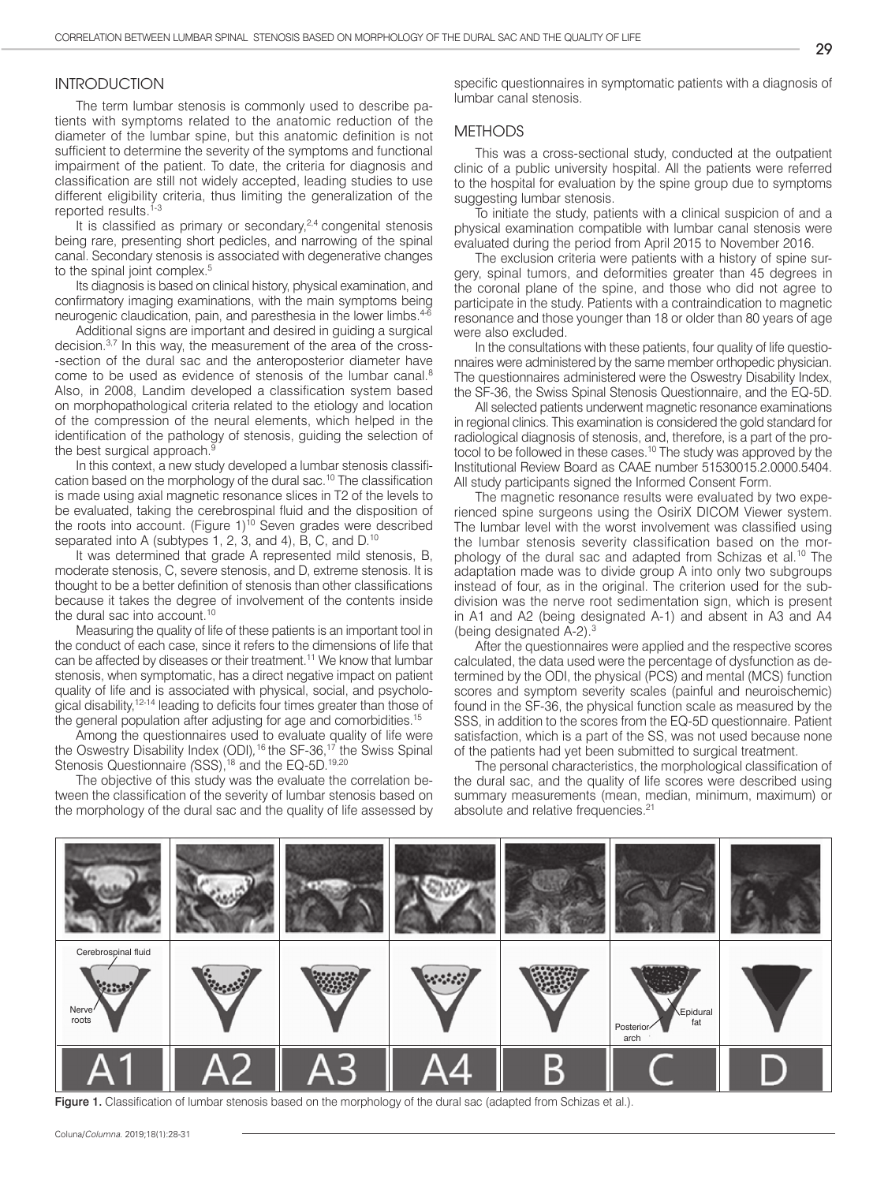## INTRODUCTION

The term lumbar stenosis is commonly used to describe patients with symptoms related to the anatomic reduction of the diameter of the lumbar spine, but this anatomic definition is not sufficient to determine the severity of the symptoms and functional impairment of the patient. To date, the criteria for diagnosis and classification are still not widely accepted, leading studies to use different eligibility criteria, thus limiting the generalization of the reported results.[1-3]

It is classified as primary or secondary,[2,4] congenital stenosis being rare, presenting short pedicles, and narrowing of the spinal canal. Secondary stenosis is associated with degenerative changes to the spinal joint complex.[5]

Its diagnosis is based on clinical history, physical examination, and confirmatory imaging examinations, with the main symptoms being neurogenic claudication, pain, and paresthesia in the lower limbs.[4-6]

Additional signs are important and desired in guiding a surgical decision.[3,7] In this way, the measurement of the area of the cross-section of the dural sac and the anteroposterior diameter have come to be used as evidence of stenosis of the lumbar canal.[8] Also, in 2008, Landim developed a classification system based on morphopathological criteria related to the etiology and location of the compression of the neural elements, which helped in the identification of the pathology of stenosis, guiding the selection of the best surgical approach.[9]

In this context, a new study developed a lumbar stenosis classification based on the morphology of the dural sac.[10] The classification is made using axial magnetic resonance slices in T2 of the levels to be evaluated, taking the cerebrospinal fluid and the disposition of the roots into account. (Figure 1)[10] Seven grades were described separated into A (subtypes 1, 2, 3, and 4), B, C, and D.[10]

It was determined that grade A represented mild stenosis, B, moderate stenosis, C, severe stenosis, and D, extreme stenosis. It is thought to be a better definition of stenosis than other classifications because it takes the degree of involvement of the contents inside the dural sac into account.[10]

Measuring the quality of life of these patients is an important tool in the conduct of each case, since it refers to the dimensions of life that can be affected by diseases or their treatment.[11] We know that lumbar stenosis, when symptomatic, has a direct negative impact on patient quality of life and is associated with physical, social, and psychological disability,[12-14] leading to deficits four times greater than those of the general population after adjusting for age and comorbidities.[15]

Among the questionnaires used to evaluate quality of life were the Oswestry Disability Index (ODI),[16] the SF-36,[17] the Swiss Spinal Stenosis Questionnaire (SSS),[18] and the EQ-5D.[19,20]

The objective of this study was the evaluate the correlation between the classification of the severity of lumbar stenosis based on the morphology of the dural sac and the quality of life assessed by specific questionnaires in symptomatic patients with a diagnosis of lumbar canal stenosis.

## METHODS

This was a cross-sectional study, conducted at the outpatient clinic of a public university hospital. All the patients were referred to the hospital for evaluation by the spine group due to symptoms suggesting lumbar stenosis.

To initiate the study, patients with a clinical suspicion of and a physical examination compatible with lumbar canal stenosis were evaluated during the period from April 2015 to November 2016.

The exclusion criteria were patients with a history of spine surgery, spinal tumors, and deformities greater than 45 degrees in the coronal plane of the spine, and those who did not agree to participate in the study. Patients with a contraindication to magnetic resonance and those younger than 18 or older than 80 years of age were also excluded.

In the consultations with these patients, four quality of life questionnaires were administered by the same member orthopedic physician. The questionnaires administered were the Oswestry Disability Index, the SF-36, the Swiss Spinal Stenosis Questionnaire, and the EQ-5D.

All selected patients underwent magnetic resonance examinations in regional clinics. This examination is considered the gold standard for radiological diagnosis of stenosis, and, therefore, is a part of the protocol to be followed in these cases.[10] The study was approved by the Institutional Review Board as CAAE number 51530015.2.0000.5404. All study participants signed the Informed Consent Form.

The magnetic resonance results were evaluated by two experienced spine surgeons using the OsiriX DICOM Viewer system. The lumbar level with the worst involvement was classified using the lumbar stenosis severity classification based on the morphology of the dural sac and adapted from Schizas et al.[10] The adaptation made was to divide group A into only two subgroups instead of four, as in the original. The criterion used for the subdivision was the nerve root sedimentation sign, which is present in A1 and A2 (being designated A-1) and absent in A3 and A4 (being designated A-2).[3]

After the questionnaires were applied and the respective scores calculated, the data used were the percentage of dysfunction as determined by the ODI, the physical (PCS) and mental (MCS) function scores and symptom severity scales (painful and neuroischemic) found in the SF-36, the physical function scale as measured by the SSS, in addition to the scores from the EQ-5D questionnaire. Patient satisfaction, which is a part of the SS, was not used because none of the patients had yet been submitted to surgical treatment.

The personal characteristics, the morphological classification of the dural sac, and the quality of life scores were described using summary measurements (mean, median, minimum, maximum) or absolute and relative frequencies.[21]

**Figure 1.** Classification of lumbar stenosis based on the morphology of the dural sac (adapted from Schizas et al.).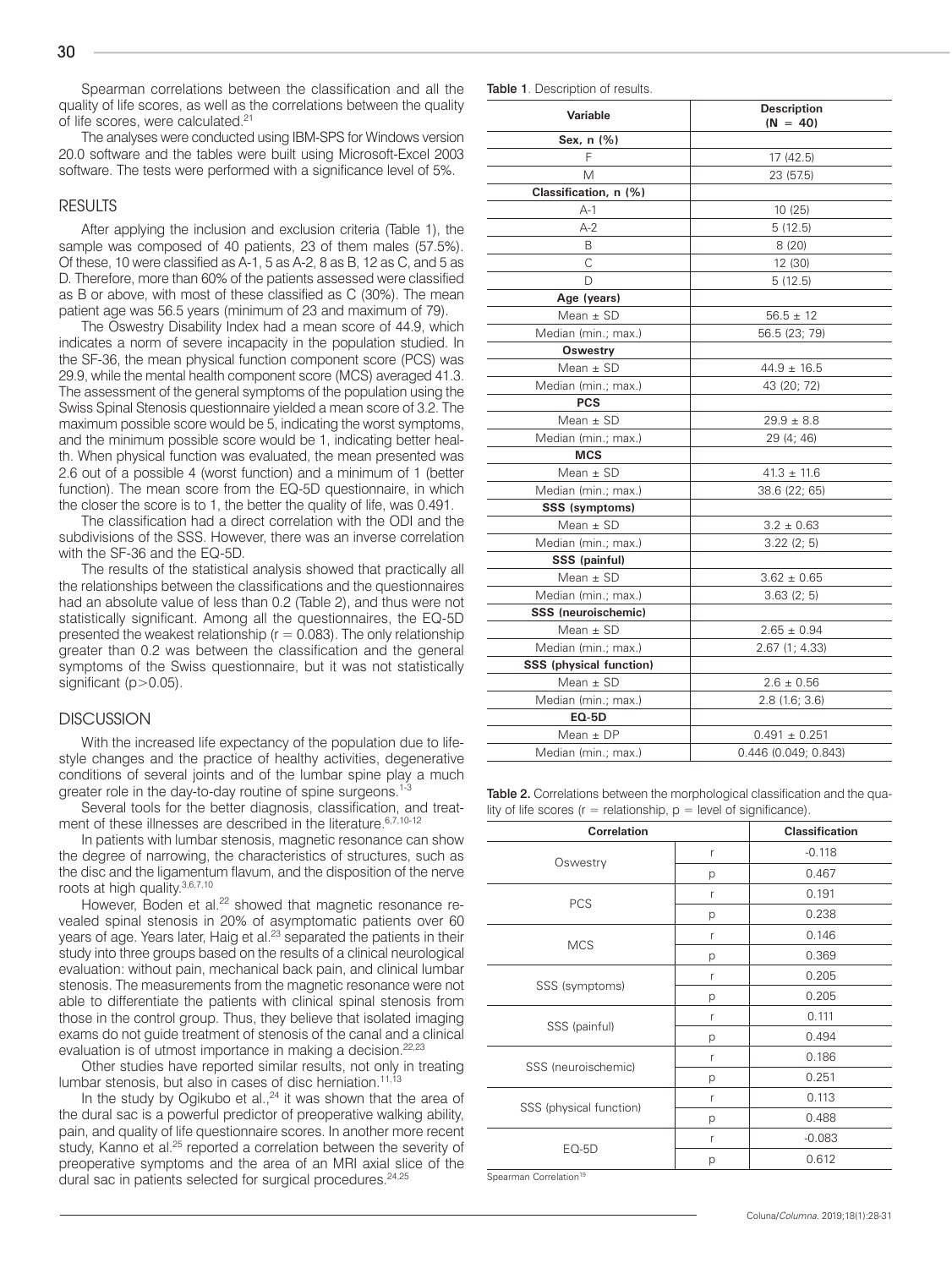Spearman correlations between the classification and all the quality of life scores, as well as the correlations between the quality of life scores, were calculated.[21]

The analyses were conducted using IBM-SPS for Windows version 20.0 software and the tables were built using Microsoft-Excel 2003 software. The tests were performed with a significance level of 5%.

## RESULTS

After applying the inclusion and exclusion criteria (Table 1), the sample was composed of 40 patients, 23 of them males (57.5%). Of these, 10 were classified as A-1, 5 as A-2, 8 as B, 12 as C, and 5 as D. Therefore, more than 60% of the patients assessed were classified as B or above, with most of these classified as C (30%). The mean patient age was 56.5 years (minimum of 23 and maximum of 79).

The Oswestry Disability Index had a mean score of 44.9, which indicates a norm of severe incapacity in the population studied. In the SF-36, the mean physical function component score (PCS) was 29.9, while the mental health component score (MCS) averaged 41.3. The assessment of the general symptoms of the population using the Swiss Spinal Stenosis questionnaire yielded a mean score of 3.2. The maximum possible score would be 5, indicating the worst symptoms, and the minimum possible score would be 1, indicating better health. When physical function was evaluated, the mean presented was 2.6 out of a possible 4 (worst function) and a minimum of 1 (better function). The mean score from the EQ-5D questionnaire, in which the closer the score is to 1, the better the quality of life, was 0.491.

The classification had a direct correlation with the ODI and the subdivisions of the SSS. However, there was an inverse correlation with the SF-36 and the EQ-5D.

The results of the statistical analysis showed that practically all the relationships between the classifications and the questionnaires had an absolute value of less than 0.2 (Table 2), and thus were not statistically significant. Among all the questionnaires, the EQ-5D presented the weakest relationship ($r = 0.083$). The only relationship greater than 0.2 was between the classification and the general symptoms of the Swiss questionnaire, but it was not statistically significant ($p>0.05$).

**Table 1**. Description of results.

| Variable | Description (N = 40) |
|---|---|
| **Sex, n (%)** | |
| F | 17 (42.5) |
| M | 23 (57.5) |
| **Classification, n (%)** | |
| A-1 | 10 (25) |
| A-2 | 5 (12.5) |
| B | 8 (20) |
| C | 12 (30) |
| D | 5 (12.5) |
| **Age (years)** | |
| Mean ± SD | 56.5 ± 12 |
| Median (min.; max.) | 56.5 (23; 79) |
| **Oswestry** | |
| Mean ± SD | 44.9 ± 16.5 |
| Median (min.; max.) | 43 (20; 72) |
| **PCS** | |
| Mean ± SD | 29.9 ± 8.8 |
| Median (min.; max.) | 29 (4; 46) |
| **MCS** | |
| Mean ± SD | 41.3 ± 11.6 |
| Median (min.; max.) | 38.6 (22; 65) |
| **SSS (symptoms)** | |
| Mean ± SD | 3.2 ± 0.63 |
| Median (min.; max.) | 3.22 (2; 5) |
| **SSS (painful)** | |
| Mean ± SD | 3.62 ± 0.65 |
| Median (min.; max.) | 3.63 (2; 5) |
| **SSS (neuroischemic)** | |
| Mean ± SD | 2.65 ± 0.94 |
| Median (min.; max.) | 2.67 (1; 4.33) |
| **SSS (physical function)** | |
| Mean ± SD | 2.6 ± 0.56 |
| Median (min.; max.) | 2.8 (1.6; 3.6) |
| **EQ-5D** | |
| Mean ± DP | 0.491 ± 0.251 |
| Median (min.; max.) | 0.446 (0.049; 0.843) |

**Table 2.** Correlations between the morphological classification and the quality of life scores (r = relationship, p = level of significance).

| Correlation | | Classification |
|---|---|---|
| Oswestry | r | -0.118 |
| | p | 0.467 |
| PCS | r | 0.191 |
| | p | 0.238 |
| MCS | r | 0.146 |
| | p | 0.369 |
| SSS (symptoms) | r | 0.205 |
| | p | 0.205 |
| SSS (painful) | r | 0.111 |
| | p | 0.494 |
| SSS (neuroischemic) | r | 0.186 |
| | p | 0.251 |
| SSS (physical function) | r | 0.113 |
| | p | 0.488 |
| EQ-5D | r | -0.083 |
| | p | 0.612 |

Spearman Correlation[19]

## DISCUSSION

With the increased life expectancy of the population due to lifestyle changes and the practice of healthy activities, degenerative conditions of several joints and of the lumbar spine play a much greater role in the day-to-day routine of spine surgeons.[1-3]

Several tools for the better diagnosis, classification, and treatment of these illnesses are described in the literature.[6,7,10-12]

In patients with lumbar stenosis, magnetic resonance can show the degree of narrowing, the characteristics of structures, such as the disc and the ligamentum flavum, and the disposition of the nerve roots at high quality.[3,6,7,10]

However, Boden et al.[22] showed that magnetic resonance revealed spinal stenosis in 20% of asymptomatic patients over 60 years of age. Years later, Haig et al.[23] separated the patients in their study into three groups based on the results of a clinical neurological evaluation: without pain, mechanical back pain, and clinical lumbar stenosis. The measurements from the magnetic resonance were not able to differentiate the patients with clinical spinal stenosis from those in the control group. Thus, they believe that isolated imaging exams do not guide treatment of stenosis of the canal and a clinical evaluation is of utmost importance in making a decision.[22,23]

Other studies have reported similar results, not only in treating lumbar stenosis, but also in cases of disc herniation.[11,13]

In the study by Ogikubo et al.,[24] it was shown that the area of the dural sac is a powerful predictor of preoperative walking ability, pain, and quality of life questionnaire scores. In another more recent study, Kanno et al.[25] reported a correlation between the severity of preoperative symptoms and the area of an MRI axial slice of the dural sac in patients selected for surgical procedures.[24,25]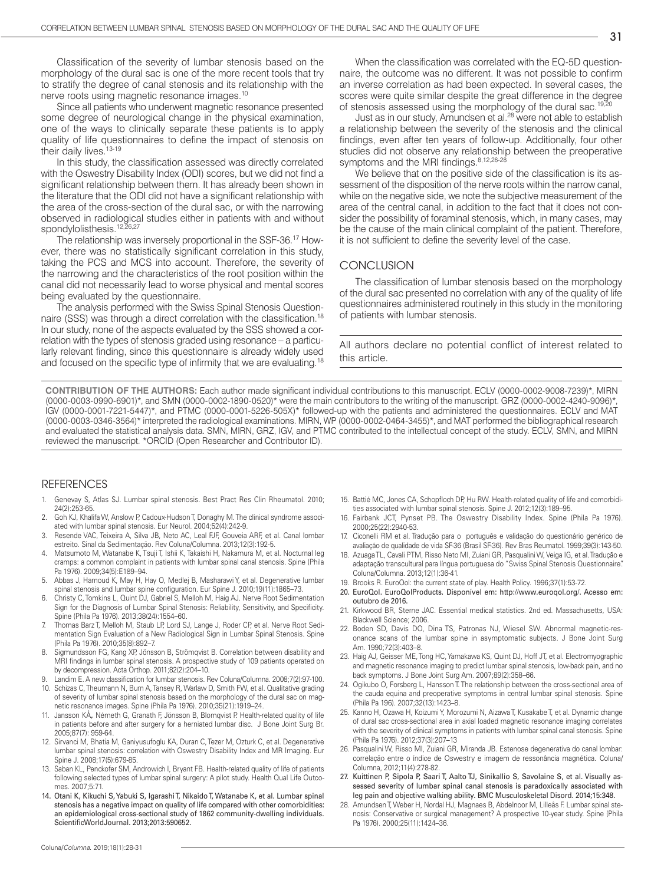Classification of the severity of lumbar stenosis based on the morphology of the dural sac is one of the more recent tools that try to stratify the degree of canal stenosis and its relationship with the nerve roots using magnetic resonance images.[10]

Since all patients who underwent magnetic resonance presented some degree of neurological change in the physical examination, one of the ways to clinically separate these patients is to apply quality of life questionnaires to define the impact of stenosis on their daily lives.[13-19]

In this study, the classification assessed was directly correlated with the Oswestry Disability Index (ODI) scores, but we did not find a significant relationship between them. It has already been shown in the literature that the ODI did not have a significant relationship with the area of the cross-section of the dural sac, or with the narrowing observed in radiological studies either in patients with and without spondylolisthesis.[12,26,27]

The relationship was inversely proportional in the SSF-36.[17] However, there was no statistically significant correlation in this study, taking the PCS and MCS into account. Therefore, the severity of the narrowing and the characteristics of the root position within the canal did not necessarily lead to worse physical and mental scores being evaluated by the questionnaire.

The analysis performed with the Swiss Spinal Stenosis Questionnaire (SSS) was through a direct correlation with the classification.[18] In our study, none of the aspects evaluated by the SSS showed a correlation with the types of stenosis graded using resonance – a particularly relevant finding, since this questionnaire is already widely used and focused on the specific type of infirmity that we are evaluating.[18]

When the classification was correlated with the EQ-5D questionnaire, the outcome was no different. It was not possible to confirm an inverse correlation as had been expected. In several cases, the scores were quite similar despite the great difference in the degree of stenosis assessed using the morphology of the dural sac.[19,20]

Just as in our study, Amundsen et al.[28] were not able to establish a relationship between the severity of the stenosis and the clinical findings, even after ten years of follow-up. Additionally, four other studies did not observe any relationship between the preoperative symptoms and the MRI findings.[8,12,26-28]

We believe that on the positive side of the classification is its assessment of the disposition of the nerve roots within the narrow canal, while on the negative side, we note the subjective measurement of the area of the central canal, in addition to the fact that it does not consider the possibility of foraminal stenosis, which, in many cases, may be the cause of the main clinical complaint of the patient. Therefore, it is not sufficient to define the severity level of the case.

## CONCLUSION

The classification of lumbar stenosis based on the morphology of the dural sac presented no correlation with any of the quality of life questionnaires administered routinely in this study in the monitoring of patients with lumbar stenosis.

All authors declare no potential conflict of interest related to this article.

**CONTRIBUTION OF THE AUTHORS:** Each author made significant individual contributions to this manuscript. ECLV (0000-0002-9008-7239)*, MIRN (0000-0003-0990-6901)*, and SMN (0000-0002-1890-0520)* were the main contributors to the writing of the manuscript. GRZ (0000-0002-4240-9096)*, IGV (0000-0001-7221-5447)*, and PTMC (0000-0001-5226-505X)* followed-up with the patients and administered the questionnaires. ECLV and MAT (0000-0003-0346-3564)* interpreted the radiological examinations. MIRN, WP (0000-0002-0464-3455)*, and MAT performed the bibliographical research and evaluated the statistical analysis data. SMN, MIRN, GRZ, IGV, and PTMC contributed to the intellectual concept of the study. ECLV, SMN, and MIRN reviewed the manuscript. *ORCID (Open Researcher and Contributor ID).

## REFERENCES

1. Genevay S, Atlas SJ. Lumbar spinal stenosis. Best Pract Res Clin Rheumatol. 2010; 24(2):253-65.
2. Goh KJ, Khalifa W, Anslow P, Cadoux-Hudson T, Donaghy M. The clinical syndrome associated with lumbar spinal stenosis. Eur Neurol. 2004;52(4):242-9.
3. Resende VAC, Teixeira A, Silva JB, Neto AC, Leal FJF, Gouveia ARF, et al. Canal lombar estreito. Sinal da Sedimentação. Rev Coluna/Columna. 2013;12(3):192-5.
4. Matsumoto M, Watanabe K, Tsuji T, Ishii K, Takaishi H, Nakamura M, et al. Nocturnal leg cramps: a common complaint in patients with lumbar spinal canal stenosis. Spine (Phila Pa 1976). 2009;34(5):E189–94.
5. Abbas J, Hamoud K, May H, Hay O, Medlej B, Masharawi Y, et al. Degenerative lumbar spinal stenosis and lumbar spine configuration. Eur Spine J. 2010;19(11):1865–73.
6. Christy C, Tomkins L, Quint DJ, Gabriel S, Melloh M, Haig AJ. Nerve Root Sedimentation Sign for the Diagnosis of Lumbar Spinal Stenosis: Reliability, Sensitivity, and Specificity. Spine (Phila Pa 1976). 2013;38(24):1554–60.
7. Thomas Barz T, Melloh M, Staub LP, Lord SJ, Lange J, Roder CP, et al. Nerve Root Sedimentation Sign Evaluation of a New Radiological Sign in Lumbar Spinal Stenosis. Spine (Phila Pa 1976). 2010;35(8):892–7.
8. Sigmundsson FG, Kang XP, Jönsson B, Strömqvist B. Correlation between disability and MRI findings in lumbar spinal stenosis. A prospective study of 109 patients operated on by decompression. Acta Orthop. 2011;82(2):204–10.
9. Landim E. A new classification for lumbar stenosis. Rev Coluna/Columna. 2008;7(2):97-100.
10. Schizas C, Theumann N, Burn A, Tansey R, Warlaw D, Smith FW, et al. Qualitative grading of severity of lumbar spinal stenosis based on the morphology of the dural sac on magnetic resonance images. Spine (Phila Pa 1976). 2010;35(21):1919–24.
11. Jansson KÅ, Németh G, Granath F, Jönsson B, Blomqvist P. Health-related quality of life in patients before and after surgery for a herniated lumbar disc. J Bone Joint Surg Br. 2005;87(7): 959-64.
12. Sirvanci M, Bhatia M, Ganiyusufoglu KA, Duran C, Tezer M, Ozturk C, et al. Degenerative lumbar spinal stenosis: correlation with Oswestry Disability Index and MR Imaging. Eur Spine J. 2008;17(5):679-85.
13. Saban KL, Penckofer SM, Androwich I, Bryant FB. Health-related quality of life of patients following selected types of lumbar spinal surgery: A pilot study. Health Qual Life Outcomes. 2007;5:71.
14. Otani K, Kikuchi S, Yabuki S, Igarashi T, Nikaido T, Watanabe K, et al. Lumbar spinal stenosis has a negative impact on quality of life compared with other comorbidities: an epidemiological cross-sectional study of 1862 community-dwelling individuals. ScientificWorldJournal. 2013;2013:590652.
15. Battié MC, Jones CA, Schopfloch DP, Hu RW. Health-related quality of life and comorbidities associated with lumbar spinal stenosis. Spine J. 2012;12(3):189–95.
16. Fairbank JCT, Pynset PB. The Oswestry Disability Index. Spine (Phila Pa 1976). 2000;25(22):2940-53.
17. Ciconelli RM et al. Tradução para o português e validação do questionário genérico de avaliação de qualidade de vida SF-36 (Brasil SF-36). Rev Bras Reumatol. 1999;39(3):143-50.
18. Azuaga TL, Cavali PTM, Risso Neto MI, Zuiani GR, Pasqualini W, Veiga IG, et al. Tradução e adaptação transcultural para língua portuguesa do "Swiss Spinal Stenosis Questionnaire". Coluna/Columna. 2013;12(1):36-41.
19. Brooks R. EuroQol: the current state of play. Health Policy. 1996;37(1):53-72.
20. EuroQol. EuroQolProducts. Disponível em: http://www.euroqol.org/. Acesso em: outubro de 2016.
21. Kirkwood BR, Sterne JAC. Essential medical statistics. 2nd ed. Massachusetts, USA: Blackwell Science; 2006.
22. Boden SD, Davis DO, Dina TS, Patronas NJ, Wiesel SW. Abnormal magnetic-resonance scans of the lumbar spine in asymptomatic subjects. J Bone Joint Surg Am. 1990;72(3):403–8.
23. Haig AJ, Geisser ME, Tong HC, Yamakawa KS, Quint DJ, Hoff JT, et al. Electromyographic and magnetic resonance imaging to predict lumbar spinal stenosis, low-back pain, and no back symptoms. J Bone Joint Surg Am. 2007;89(2):358–66.
24. Ogikubo O, Forsberg L, Hansson T. The relationship between the cross-sectional area of the cauda equina and preoperative symptoms in central lumbar spinal stenosis. Spine (Phila Pa 196). 2007;32(13):1423–8.
25. Kanno H, Ozawa H, Koizumi Y, Morozumi N, Aizawa T, Kusakabe T, et al. Dynamic change of dural sac cross-sectional area in axial loaded magnetic resonance imaging correlates with the severity of clinical symptoms in patients with lumbar spinal canal stenosis. Spine (Phila Pa 1976). 2012;37(3):207–13
26. Pasqualini W, Risso MI, Zuiani GR, Miranda JB. Estenose degenerativa do canal lombar: correlação entre o índice de Oswestry e imagem de ressonância magnética. Coluna/Columna, 2012;11(4):278-82.
27. Kuittinen P, Sipola P, Saari T, Aalto TJ, Sinikallio S, Savolaine S, et al. Visually assessed severity of lumbar spinal canal stenosis is paradoxically associated with leg pain and objective walking ability. BMC Musculoskeletal Disord. 2014;15:348.
28. Amundsen T, Weber H, Nordal HJ, Magnaes B, Abdelnoor M, Lilleås F. Lumbar spinal stenosis: Conservative or surgical management? A prospective 10-year study. Spine (Phila Pa 1976). 2000;25(11):1424–36.